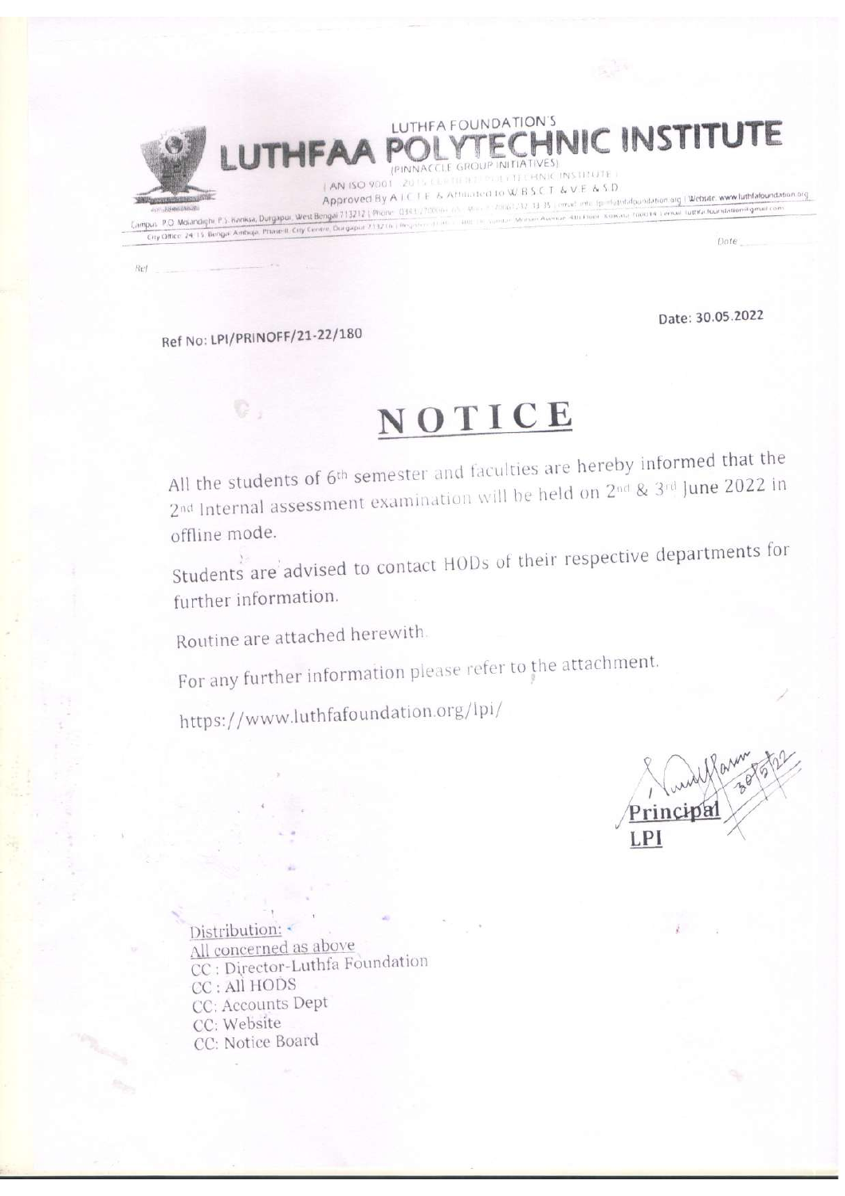LUTHFA FOUNDATION'S

# LUTHFAA POLYTECHNIC INSTITUTE

(PINNACCLE GROUP INITIATIVES)

( AN ISO 9001 : 2015 CERTIFIED POLYTECHNIC INSTITUTE )

Approved By A.I.C.T.E & Affiliated to W.B.S.C.T & V.E & S.D

Date: 30.05.2022

Ref No: LPI/PRINOFF/21-22/180

# NOTICE

All the students of 6th semester and faculties are hereby informed that the 2nd Internal assessment examination will be held on 2nd & 3rd June 2022 in offline mode.

Students are advised to contact HODs of their respective departments for further information.

Routine are attached herewith.

For any further information please refer to the attachment.

https://www.luthfafoundation.org/lpi/

Principal
LPI

Distribution:
All concerned as above
CC : Director-Luthfa Foundation
CC : All HODS
CC: Accounts Dept
CC: Website
CC: Notice Board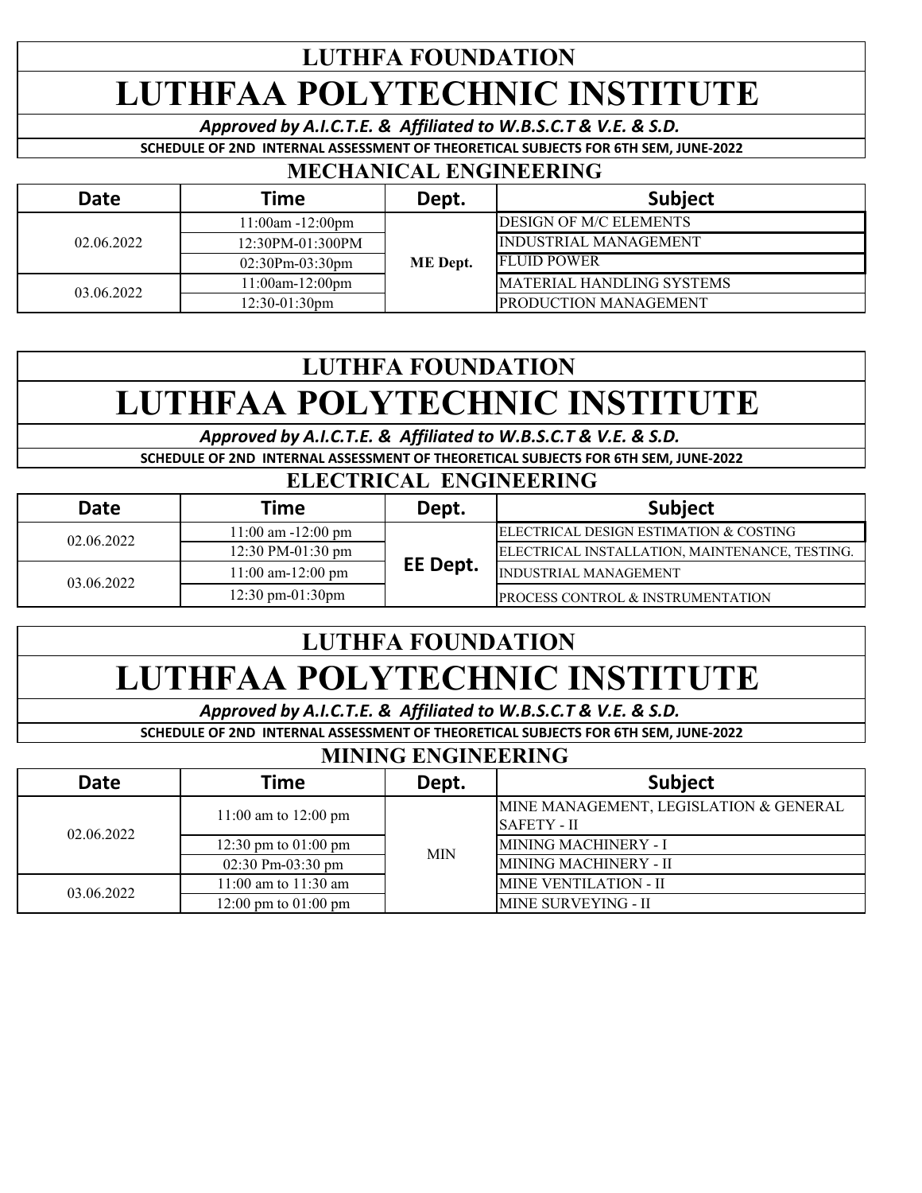# LUTHFA FOUNDATION

# LUTHFAA POLYTECHNIC INSTITUTE

*Approved by A.I.C.T.E. & Affiliated to W.B.S.C.T & V.E. & S.D.*

**SCHEDULE OF 2ND INTERNAL ASSESSMENT OF THEORETICAL SUBJECTS FOR 6TH SEM, JUNE-2022**

## MECHANICAL ENGINEERING

| Date | Time | Dept. | Subject |
|---|---|---|---|
| 02.06.2022 | 11:00am -12:00pm | ME Dept. | DESIGN OF M/C ELEMENTS |
| | 12:30PM-01:300PM | | INDUSTRIAL MANAGEMENT |
| | 02:30Pm-03:30pm | | FLUID POWER |
| 03.06.2022 | 11:00am-12:00pm | | MATERIAL HANDLING SYSTEMS |
| | 12:30-01:30pm | | PRODUCTION MANAGEMENT |

# LUTHFA FOUNDATION

# LUTHFAA POLYTECHNIC INSTITUTE

*Approved by A.I.C.T.E. & Affiliated to W.B.S.C.T & V.E. & S.D.*

**SCHEDULE OF 2ND INTERNAL ASSESSMENT OF THEORETICAL SUBJECTS FOR 6TH SEM, JUNE-2022**

## ELECTRICAL ENGINEERING

| Date | Time | Dept. | Subject |
|---|---|---|---|
| 02.06.2022 | 11:00 am -12:00 pm | EE Dept. | ELECTRICAL DESIGN ESTIMATION & COSTING |
| | 12:30 PM-01:30 pm | | ELECTRICAL INSTALLATION, MAINTENANCE, TESTING. |
| 03.06.2022 | 11:00 am-12:00 pm | | INDUSTRIAL MANAGEMENT |
| | 12:30 pm-01:30pm | | PROCESS CONTROL & INSTRUMENTATION |

# LUTHFA FOUNDATION

# LUTHFAA POLYTECHNIC INSTITUTE

*Approved by A.I.C.T.E. & Affiliated to W.B.S.C.T & V.E. & S.D.*

**SCHEDULE OF 2ND INTERNAL ASSESSMENT OF THEORETICAL SUBJECTS FOR 6TH SEM, JUNE-2022**

## MINING ENGINEERING

| Date | Time | Dept. | Subject |
|---|---|---|---|
| 02.06.2022 | 11:00 am to 12:00 pm | MIN | MINE MANAGEMENT, LEGISLATION & GENERAL SAFETY - II |
| | 12:30 pm to 01:00 pm | | MINING MACHINERY - I |
| | 02:30 Pm-03:30 pm | | MINING MACHINERY - II |
| 03.06.2022 | 11:00 am to 11:30 am | | MINE VENTILATION - II |
| | 12:00 pm to 01:00 pm | | MINE SURVEYING - II |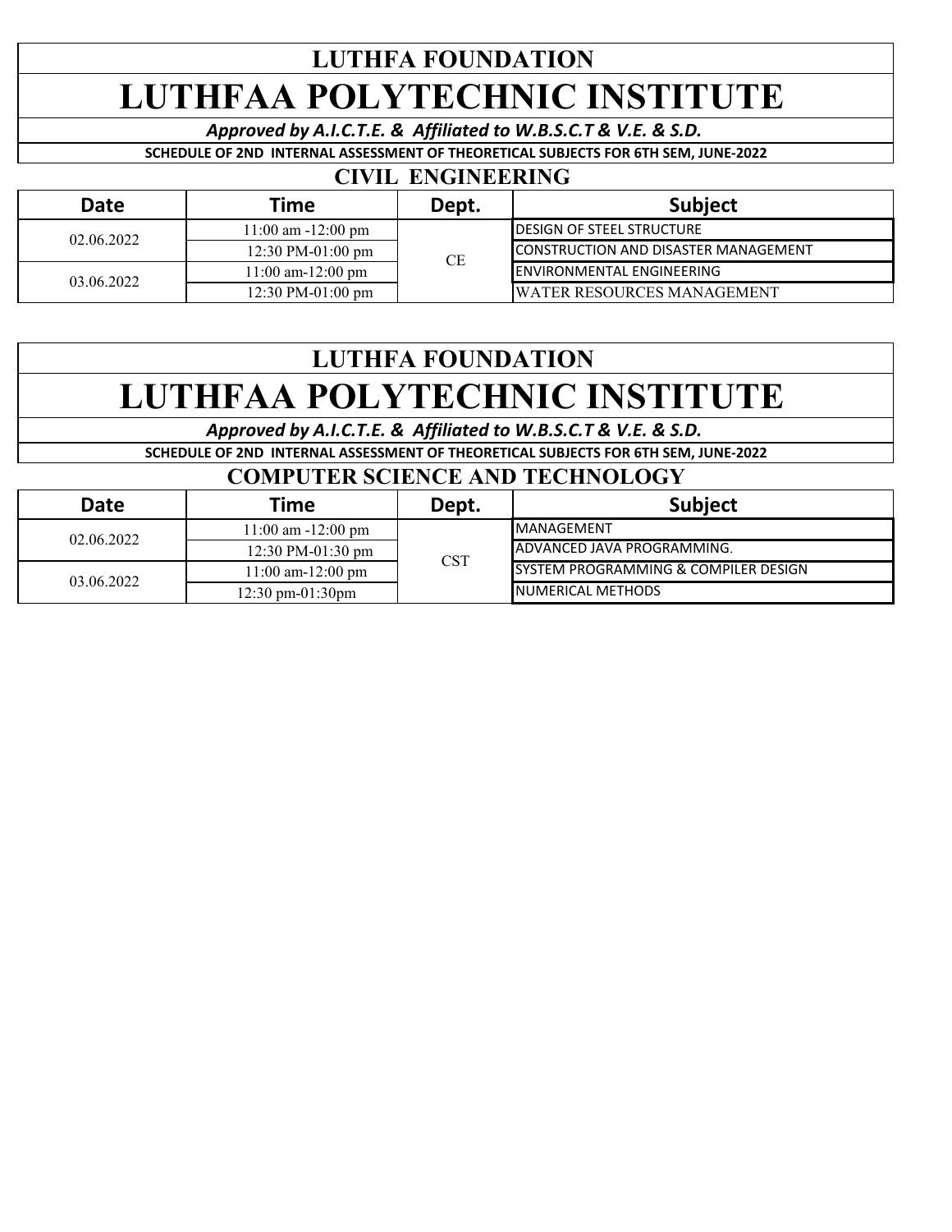## LUTHFA FOUNDATION

# LUTHFAA POLYTECHNIC INSTITUTE

***Approved by A.I.C.T.E. & Affiliated to W.B.S.C.T & V.E. & S.D.***

**SCHEDULE OF 2ND INTERNAL ASSESSMENT OF THEORETICAL SUBJECTS FOR 6TH SEM, JUNE-2022**

### CIVIL ENGINEERING

| Date | Time | Dept. | Subject |
|---|---|---|---|
| 02.06.2022 | 11:00 am -12:00 pm | CE | DESIGN OF STEEL STRUCTURE |
| | 12:30 PM-01:00 pm | | CONSTRUCTION AND DISASTER MANAGEMENT |
| 03.06.2022 | 11:00 am-12:00 pm | | ENVIRONMENTAL ENGINEERING |
| | 12:30 PM-01:00 pm | | WATER RESOURCES MANAGEMENT |

## LUTHFA FOUNDATION

# LUTHFAA POLYTECHNIC INSTITUTE

***Approved by A.I.C.T.E. & Affiliated to W.B.S.C.T & V.E. & S.D.***

**SCHEDULE OF 2ND INTERNAL ASSESSMENT OF THEORETICAL SUBJECTS FOR 6TH SEM, JUNE-2022**

### COMPUTER SCIENCE AND TECHNOLOGY

| Date | Time | Dept. | Subject |
|---|---|---|---|
| 02.06.2022 | 11:00 am -12:00 pm | CST | MANAGEMENT |
| | 12:30 PM-01:30 pm | | ADVANCED JAVA PROGRAMMING. |
| 03.06.2022 | 11:00 am-12:00 pm | | SYSTEM PROGRAMMING & COMPILER DESIGN |
| | 12:30 pm-01:30pm | | NUMERICAL METHODS |